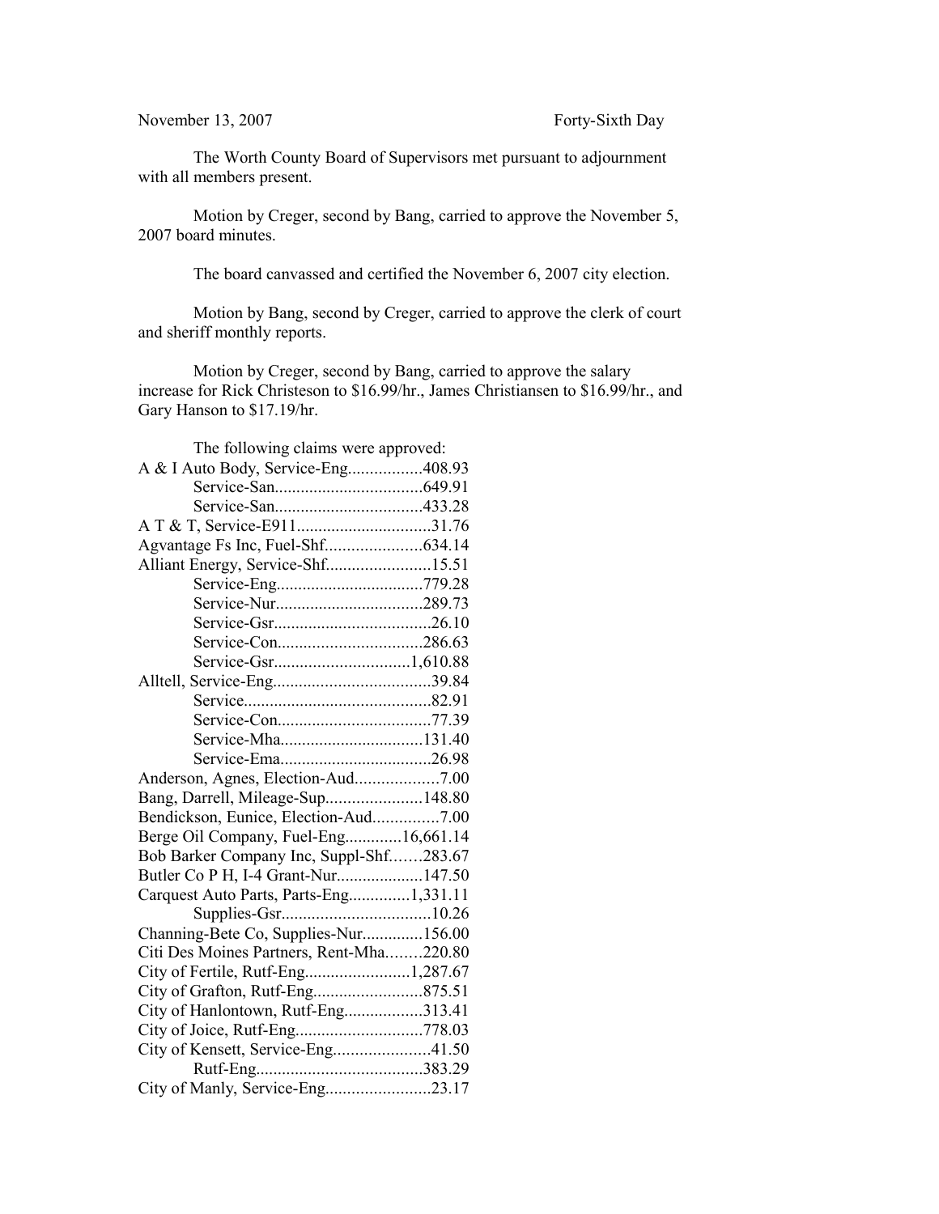November 13, 2007 Forty-Sixth Day

The Worth County Board of Supervisors met pursuant to adjournment with all members present.

Motion by Creger, second by Bang, carried to approve the November 5, 2007 board minutes.

The board canvassed and certified the November 6, 2007 city election.

Motion by Bang, second by Creger, carried to approve the clerk of court and sheriff monthly reports.

Motion by Creger, second by Bang, carried to approve the salary increase for Rick Christeson to \$16.99/hr., James Christiansen to \$16.99/hr., and Gary Hanson to \$17.19/hr.

The following claims were approved:

A & I Auto Body, Service-Eng.................408.93
Service-San.................................649.91
Service-San.................................433.28
A T & T, Service-E911..............................31.76
Agvantage Fs Inc, Fuel-Shf......................634.14
Alliant Energy, Service-Shf........................15.51
Service-Eng.................................779.28
Service-Nur..................................289.73
Service-Gsr....................................26.10
Service-Con.................................286.63
Service-Gsr..............................1,610.88
Alltell, Service-Eng....................................39.84
Service...........................................82.91
Service-Con...................................77.39
Service-Mha.................................131.40
Service-Ema...................................26.98
Anderson, Agnes, Election-Aud...................7.00
Bang, Darrell, Mileage-Sup......................148.80
Bendickson, Eunice, Election-Aud...............7.00
Berge Oil Company, Fuel-Eng.............16,661.14
Bob Barker Company Inc, Suppl-Shf.......283.67
Butler Co P H, I-4 Grant-Nur....................147.50
Carquest Auto Parts, Parts-Eng..............1,331.11
Supplies-Gsr..................................10.26
Channing-Bete Co, Supplies-Nur..............156.00
Citi Des Moines Partners, Rent-Mha........220.80
City of Fertile, Rutf-Eng........................1,287.67
City of Grafton, Rutf-Eng.........................875.51
City of Hanlontown, Rutf-Eng..................313.41
City of Joice, Rutf-Eng.............................778.03
City of Kensett, Service-Eng......................41.50
Rutf-Eng......................................383.29
City of Manly, Service-Eng........................23.17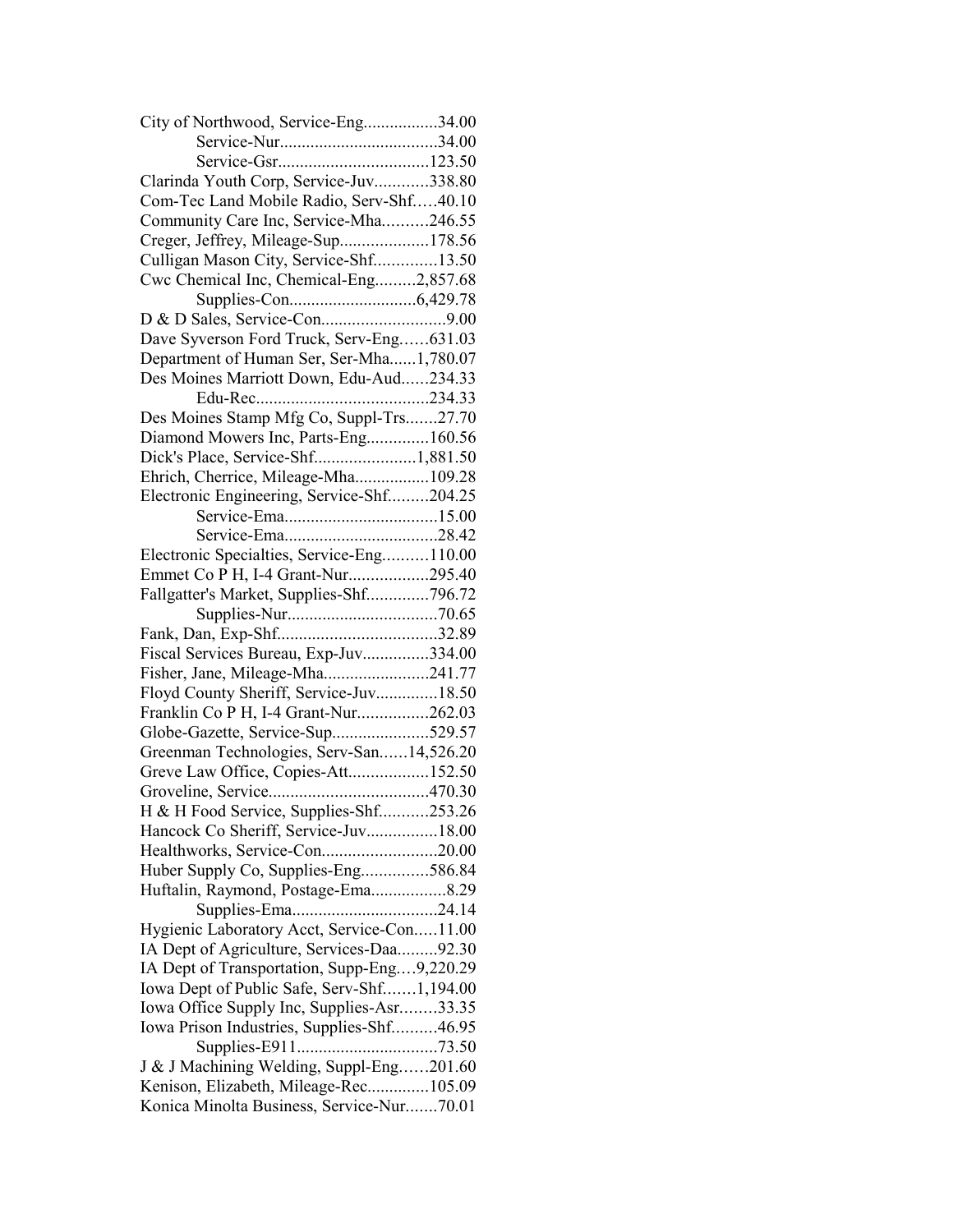City of Northwood, Service-Eng.................34.00
Service-Nur...................................34.00
Service-Gsr..................................123.50
Clarinda Youth Corp, Service-Juv............338.80
Com-Tec Land Mobile Radio, Serv-Shf.....40.10
Community Care Inc, Service-Mha..........246.55
Creger, Jeffrey, Mileage-Sup....................178.56
Culligan Mason City, Service-Shf..............13.50
Cwc Chemical Inc, Chemical-Eng.........2,857.68
Supplies-Con............................6,429.78
D & D Sales, Service-Con............................9.00
Dave Syverson Ford Truck, Serv-Eng......631.03
Department of Human Ser, Ser-Mha......1,780.07
Des Moines Marriott Down, Edu-Aud......234.33
Edu-Rec.......................................234.33
Des Moines Stamp Mfg Co, Suppl-Trs.......27.70
Diamond Mowers Inc, Parts-Eng..............160.56
Dick's Place, Service-Shf.......................1,881.50
Ehrich, Cherrice, Mileage-Mha.................109.28
Electronic Engineering, Service-Shf.........204.25
Service-Ema...................................15.00
Service-Ema...................................28.42
Electronic Specialties, Service-Eng..........110.00
Emmet Co P H, I-4 Grant-Nur..................295.40
Fallgatter's Market, Supplies-Shf.............796.72
Supplies-Nur..................................70.65
Fank, Dan, Exp-Shf....................................32.89
Fiscal Services Bureau, Exp-Juv...............334.00
Fisher, Jane, Mileage-Mha........................241.77
Floyd County Sheriff, Service-Juv..............18.50
Franklin Co P H, I-4 Grant-Nur................262.03
Globe-Gazette, Service-Sup......................529.57
Greenman Technologies, Serv-San......14,526.20
Greve Law Office, Copies-Att..................152.50
Groveline, Service....................................470.30
H & H Food Service, Supplies-Shf...........253.26
Hancock Co Sheriff, Service-Juv................18.00
Healthworks, Service-Con..........................20.00
Huber Supply Co, Supplies-Eng...............586.84
Huftalin, Raymond, Postage-Ema.................8.29
Supplies-Ema.................................24.14
Hygienic Laboratory Acct, Service-Con.....11.00
IA Dept of Agriculture, Services-Daa.........92.30
IA Dept of Transportation, Supp-Eng....9,220.29
Iowa Dept of Public Safe, Serv-Shf.......1,194.00
Iowa Office Supply Inc, Supplies-Asr........33.35
Iowa Prison Industries, Supplies-Shf..........46.95
Supplies-E911................................73.50
J & J Machining Welding, Suppl-Eng......201.60
Kenison, Elizabeth, Mileage-Rec..............105.09
Konica Minolta Business, Service-Nur.......70.01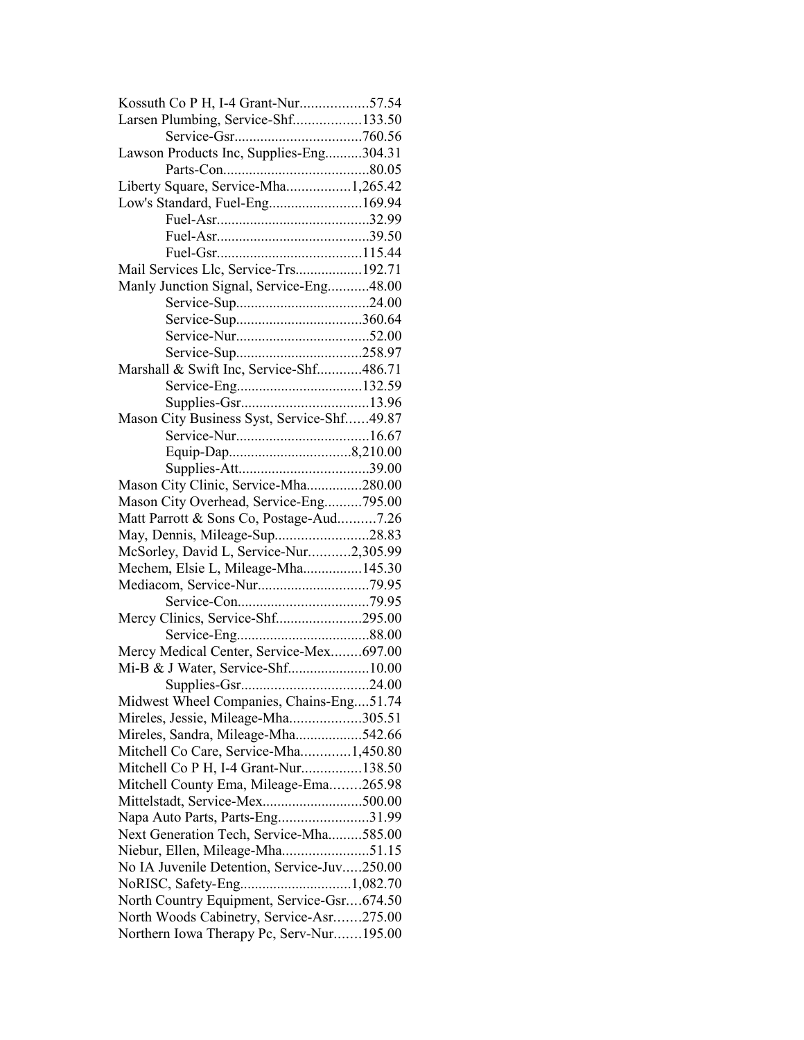Kossuth Co P H, I-4 Grant-Nur..................57.54
Larsen Plumbing, Service-Shf..................133.50
Service-Gsr..................................760.56
Lawson Products Inc, Supplies-Eng..........304.31
Parts-Con.......................................80.05
Liberty Square, Service-Mha.................1,265.42
Low's Standard, Fuel-Eng.........................169.94
Fuel-Asr.........................................32.99
Fuel-Asr.........................................39.50
Fuel-Gsr.......................................115.44
Mail Services Llc, Service-Trs..................192.71
Manly Junction Signal, Service-Eng...........48.00
Service-Sup....................................24.00
Service-Sup..................................360.64
Service-Nur....................................52.00
Service-Sup..................................258.97
Marshall & Swift Inc, Service-Shf............486.71
Service-Eng..................................132.59
Supplies-Gsr..................................13.96
Mason City Business Syst, Service-Shf......49.87
Service-Nur....................................16.67
Equip-Dap.................................8,210.00
Supplies-Att...................................39.00
Mason City Clinic, Service-Mha...............280.00
Mason City Overhead, Service-Eng..........795.00
Matt Parrott & Sons Co, Postage-Aud..........7.26
May, Dennis, Mileage-Sup.........................28.83
McSorley, David L, Service-Nur...........2,305.99
Mechem, Elsie L, Mileage-Mha................145.30
Mediacom, Service-Nur..............................79.95
Service-Con...................................79.95
Mercy Clinics, Service-Shf.......................295.00
Service-Eng...................................88.00
Mercy Medical Center, Service-Mex........697.00
Mi-B & J Water, Service-Shf......................10.00
Supplies-Gsr..................................24.00
Midwest Wheel Companies, Chains-Eng....51.74
Mireles, Jessie, Mileage-Mha...................305.51
Mireles, Sandra, Mileage-Mha..................542.66
Mitchell Co Care, Service-Mha.............1,450.80
Mitchell Co P H, I-4 Grant-Nur................138.50
Mitchell County Ema, Mileage-Ema........265.98
Mittelstadt, Service-Mex...........................500.00
Napa Auto Parts, Parts-Eng........................31.99
Next Generation Tech, Service-Mha.........585.00
Niebur, Ellen, Mileage-Mha.......................51.15
No IA Juvenile Detention, Service-Juv.....250.00
NoRISC, Safety-Eng..............................1,082.70
North Country Equipment, Service-Gsr....674.50
North Woods Cabinetry, Service-Asr.......275.00
Northern Iowa Therapy Pc, Serv-Nur.......195.00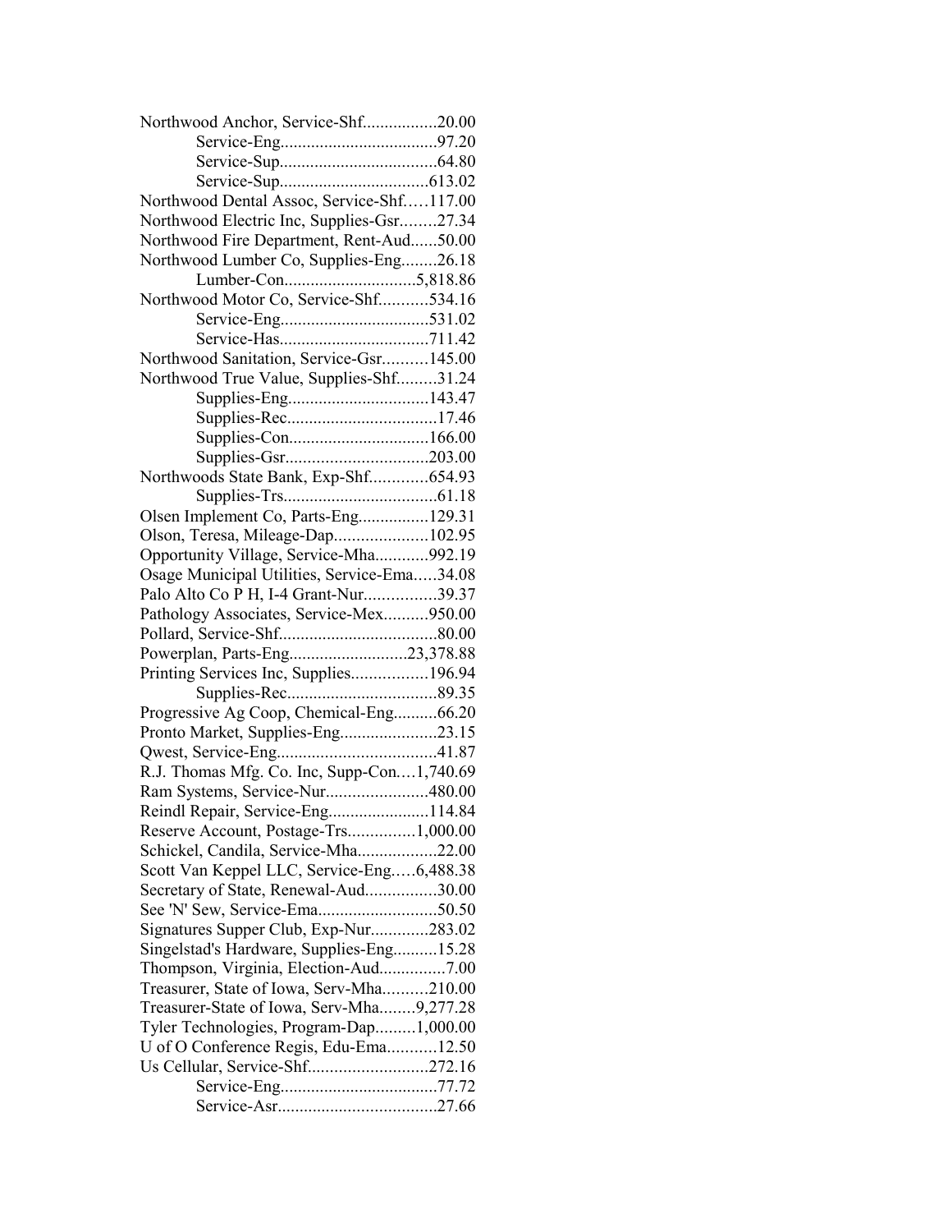Northwood Anchor, Service-Shf.................20.00
Service-Eng....................................97.20
Service-Sup....................................64.80
Service-Sup..................................613.02
Northwood Dental Assoc, Service-Shf.....117.00
Northwood Electric Inc, Supplies-Gsr........27.34
Northwood Fire Department, Rent-Aud......50.00
Northwood Lumber Co, Supplies-Eng........26.18
Lumber-Con..............................5,818.86
Northwood Motor Co, Service-Shf...........534.16
Service-Eng..................................531.02
Service-Has..................................711.42
Northwood Sanitation, Service-Gsr..........145.00
Northwood True Value, Supplies-Shf.........31.24
Supplies-Eng................................143.47
Supplies-Rec..................................17.46
Supplies-Con................................166.00
Supplies-Gsr................................203.00
Northwoods State Bank, Exp-Shf.............654.93
Supplies-Trs...................................61.18
Olsen Implement Co, Parts-Eng................129.31
Olson, Teresa, Mileage-Dap.....................102.95
Opportunity Village, Service-Mha............992.19
Osage Municipal Utilities, Service-Ema.....34.08
Palo Alto Co P H, I-4 Grant-Nur................39.37
Pathology Associates, Service-Mex..........950.00
Pollard, Service-Shf....................................80.00
Powerplan, Parts-Eng..........................23,378.88
Printing Services Inc, Supplies.................196.94
Supplies-Rec..................................89.35
Progressive Ag Coop, Chemical-Eng..........66.20
Pronto Market, Supplies-Eng......................23.15
Qwest, Service-Eng....................................41.87
R.J. Thomas Mfg. Co. Inc, Supp-Con....1,740.69
Ram Systems, Service-Nur.......................480.00
Reindl Repair, Service-Eng.......................114.84
Reserve Account, Postage-Trs...............1,000.00
Schickel, Candila, Service-Mha..................22.00
Scott Van Keppel LLC, Service-Eng.....6,488.38
Secretary of State, Renewal-Aud................30.00
See 'N' Sew, Service-Ema...........................50.50
Signatures Supper Club, Exp-Nur.............283.02
Singelstad's Hardware, Supplies-Eng..........15.28
Thompson, Virginia, Election-Aud...............7.00
Treasurer, State of Iowa, Serv-Mha..........210.00
Treasurer-State of Iowa, Serv-Mha........9,277.28
Tyler Technologies, Program-Dap.........1,000.00
U of O Conference Regis, Edu-Ema...........12.50
Us Cellular, Service-Shf...........................272.16
Service-Eng....................................77.72
Service-Asr....................................27.66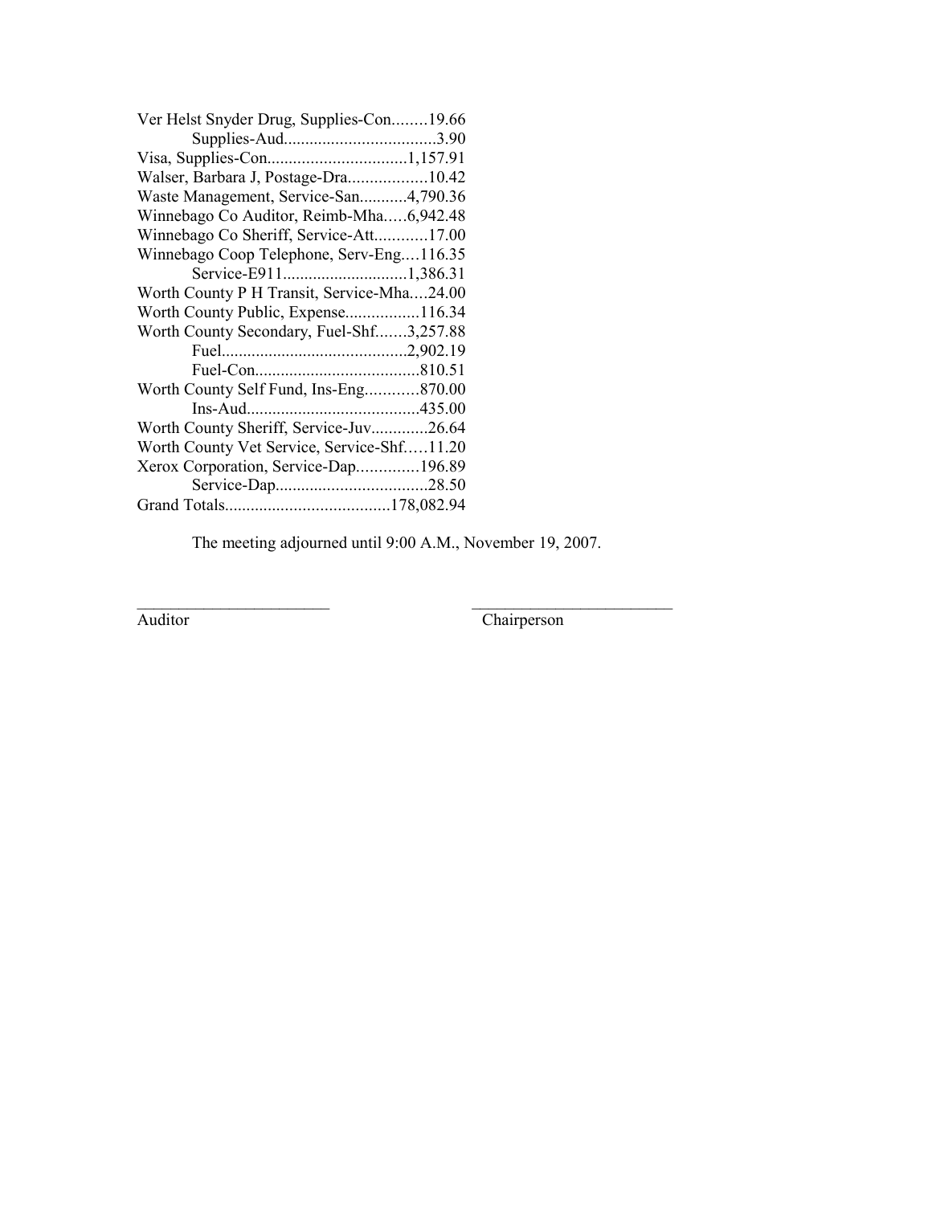Ver Helst Snyder Drug, Supplies-Con........19.66
Supplies-Aud...................................3.90
Visa, Supplies-Con................................1,157.91
Walser, Barbara J, Postage-Dra..................10.42
Waste Management, Service-San...........4,790.36
Winnebago Co Auditor, Reimb-Mha.....6,942.48
Winnebago Co Sheriff, Service-Att............17.00
Winnebago Coop Telephone, Serv-Eng....116.35
Service-E911.............................1,386.31
Worth County P H Transit, Service-Mha....24.00
Worth County Public, Expense.................116.34
Worth County Secondary, Fuel-Shf.......3,257.88
Fuel...........................................2,902.19
Fuel-Con......................................810.51
Worth County Self Fund, Ins-Eng............870.00
Ins-Aud........................................435.00
Worth County Sheriff, Service-Juv.............26.64
Worth County Vet Service, Service-Shf.....11.20
Xerox Corporation, Service-Dap..............196.89
Service-Dap...................................28.50
Grand Totals......................................178,082.94

The meeting adjourned until 9:00 A.M., November 19, 2007.

________________________ ________________________
Auditor Chairperson